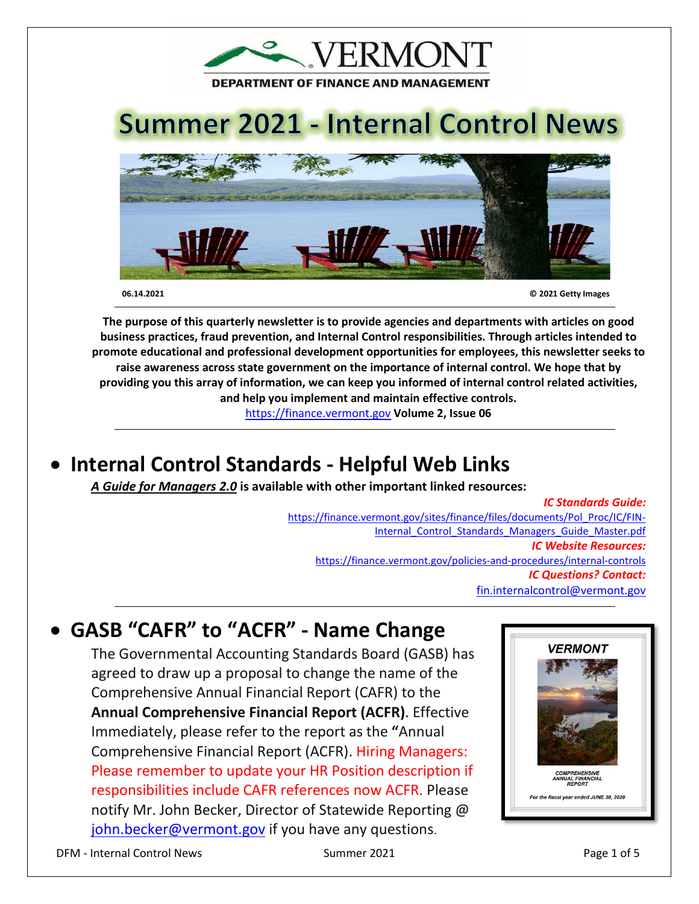VERMONT

DEPARTMENT OF FINANCE AND MANAGEMENT

# Summer 2021 - Internal Control News

06.14.2021 © 2021 Getty Images

**The purpose of this quarterly newsletter is to provide agencies and departments with articles on good business practices, fraud prevention, and Internal Control responsibilities. Through articles intended to promote educational and professional development opportunities for employees, this newsletter seeks to raise awareness across state government on the importance of internal control. We hope that by providing you this array of information, we can keep you informed of internal control related activities, and help you implement and maintain effective controls.**

https://finance.vermont.gov **Volume 2, Issue 06**

## • Internal Control Standards - Helpful Web Links

***A Guide for Managers 2.0*** **is available with other important linked resources:**

***IC Standards Guide:***
https://finance.vermont.gov/sites/finance/files/documents/Pol_Proc/IC/FIN-Internal_Control_Standards_Managers_Guide_Master.pdf

***IC Website Resources:***
https://finance.vermont.gov/policies-and-procedures/internal-controls

***IC Questions? Contact:***
fin.internalcontrol@vermont.gov

## • GASB "CAFR" to "ACFR" - Name Change

The Governmental Accounting Standards Board (GASB) has agreed to draw up a proposal to change the name of the Comprehensive Annual Financial Report (CAFR) to the **Annual Comprehensive Financial Report (ACFR)**. Effective Immediately, please refer to the report as the **"**Annual Comprehensive Financial Report (ACFR). Hiring Managers: Please remember to update your HR Position description if responsibilities include CAFR references now ACFR. Please notify Mr. John Becker, Director of Statewide Reporting @ john.becker@vermont.gov if you have any questions.

VERMONT

COMPREHENSIVE ANNUAL FINANCIAL REPORT

For the fiscal year ended JUNE 30, 2020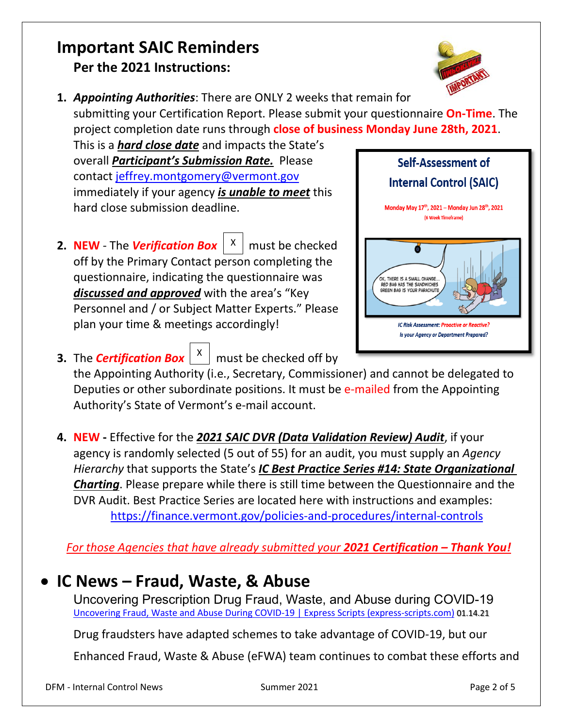# Important SAIC Reminders

## Per the 2021 Instructions:

1. ***Appointing Authorities***: There are ONLY 2 weeks that remain for submitting your Certification Report. Please submit your questionnaire **On-Time**. The project completion date runs through **close of business Monday June 28th, 2021**. This is a ***hard close date*** and impacts the State's overall ***Participant's Submission Rate.*** Please contact jeffrey.montgomery@vermont.gov immediately if your agency ***is unable to meet*** this hard close submission deadline.

2. **NEW** - The ***Verification Box*** [X] must be checked off by the Primary Contact person completing the questionnaire, indicating the questionnaire was ***discussed and approved*** with the area's "Key Personnel and / or Subject Matter Experts." Please plan your time & meetings accordingly!

3. The ***Certification Box*** [X] must be checked off by the Appointing Authority (i.e., Secretary, Commissioner) and cannot be delegated to Deputies or other subordinate positions. It must be e-mailed from the Appointing Authority's State of Vermont's e-mail account.

4. **NEW -** Effective for the ***2021 SAIC DVR (Data Validation Review) Audit***, if your agency is randomly selected (5 out of 55) for an audit, you must supply an *Agency Hierarchy* that supports the State's ***IC Best Practice Series #14: State Organizational Charting***. Please prepare while there is still time between the Questionnaire and the DVR Audit. Best Practice Series are located here with instructions and examples: https://finance.vermont.gov/policies-and-procedures/internal-controls

**Self-Assessment of Internal Control (SAIC)**

Monday May 17th, 2021 – Monday Jun 28th, 2021
(6 Week Timeframe)

*IC Risk Assessment: Proactive or Reactive?*
*Is your Agency or Department Prepared?*

*For those Agencies that have already submitted your **2021 Certification – Thank You!***

- # IC News – Fraud, Waste, & Abuse

Uncovering Prescription Drug Fraud, Waste, and Abuse during COVID-19
Uncovering Fraud, Waste and Abuse During COVID-19 | Express Scripts (express-scripts.com) 01.14.21

Drug fraudsters have adapted schemes to take advantage of COVID-19, but our Enhanced Fraud, Waste & Abuse (eFWA) team continues to combat these efforts and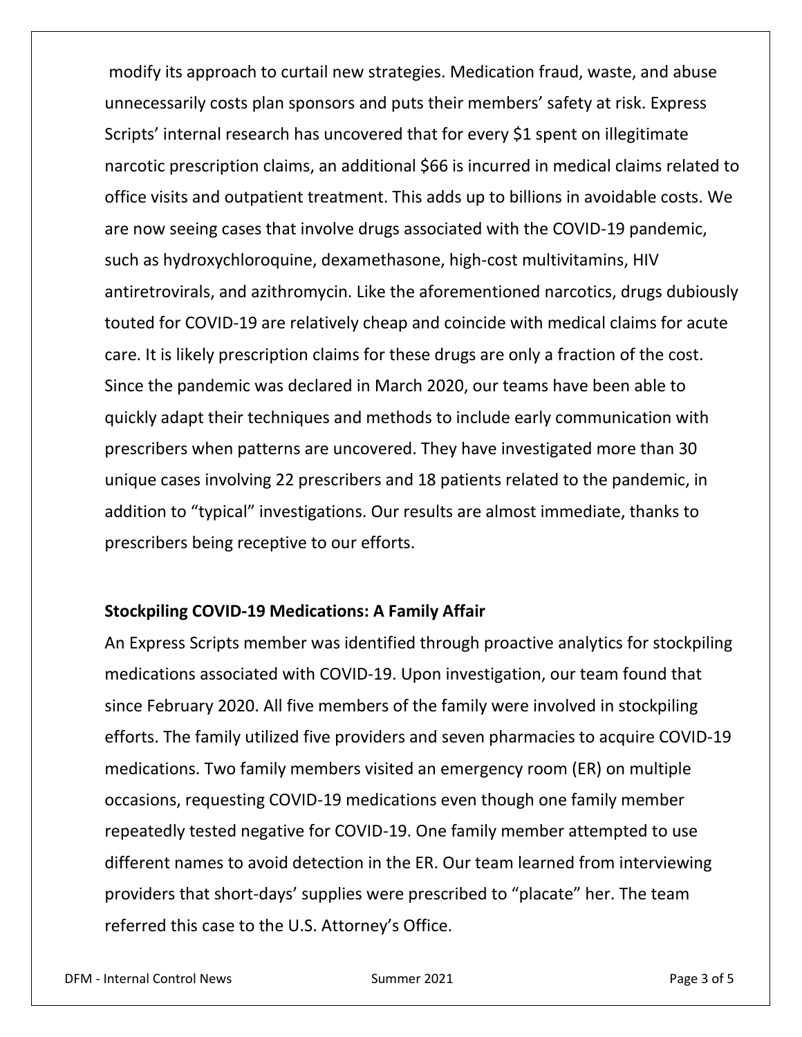modify its approach to curtail new strategies. Medication fraud, waste, and abuse unnecessarily costs plan sponsors and puts their members' safety at risk. Express Scripts' internal research has uncovered that for every $1 spent on illegitimate narcotic prescription claims, an additional $66 is incurred in medical claims related to office visits and outpatient treatment. This adds up to billions in avoidable costs. We are now seeing cases that involve drugs associated with the COVID-19 pandemic, such as hydroxychloroquine, dexamethasone, high-cost multivitamins, HIV antiretrovirals, and azithromycin. Like the aforementioned narcotics, drugs dubiously touted for COVID-19 are relatively cheap and coincide with medical claims for acute care. It is likely prescription claims for these drugs are only a fraction of the cost. Since the pandemic was declared in March 2020, our teams have been able to quickly adapt their techniques and methods to include early communication with prescribers when patterns are uncovered. They have investigated more than 30 unique cases involving 22 prescribers and 18 patients related to the pandemic, in addition to "typical" investigations. Our results are almost immediate, thanks to prescribers being receptive to our efforts.

**Stockpiling COVID-19 Medications: A Family Affair**

An Express Scripts member was identified through proactive analytics for stockpiling medications associated with COVID-19. Upon investigation, our team found that since February 2020. All five members of the family were involved in stockpiling efforts. The family utilized five providers and seven pharmacies to acquire COVID-19 medications. Two family members visited an emergency room (ER) on multiple occasions, requesting COVID-19 medications even though one family member repeatedly tested negative for COVID-19. One family member attempted to use different names to avoid detection in the ER. Our team learned from interviewing providers that short-days' supplies were prescribed to "placate" her. The team referred this case to the U.S. Attorney's Office.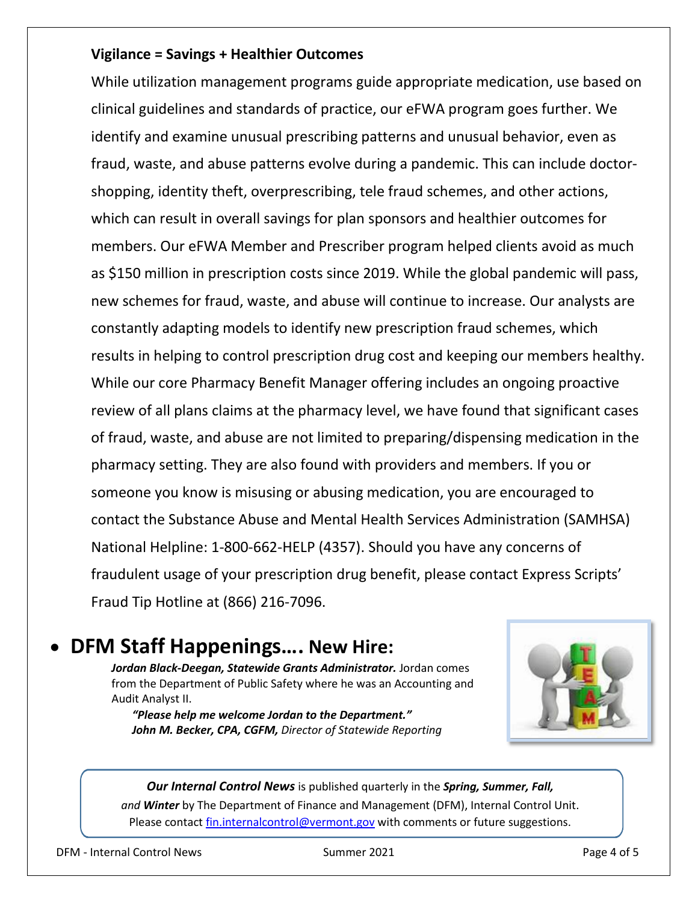**Vigilance = Savings + Healthier Outcomes**

While utilization management programs guide appropriate medication, use based on clinical guidelines and standards of practice, our eFWA program goes further. We identify and examine unusual prescribing patterns and unusual behavior, even as fraud, waste, and abuse patterns evolve during a pandemic. This can include doctor-shopping, identity theft, overprescribing, tele fraud schemes, and other actions, which can result in overall savings for plan sponsors and healthier outcomes for members. Our eFWA Member and Prescriber program helped clients avoid as much as $150 million in prescription costs since 2019. While the global pandemic will pass, new schemes for fraud, waste, and abuse will continue to increase. Our analysts are constantly adapting models to identify new prescription fraud schemes, which results in helping to control prescription drug cost and keeping our members healthy. While our core Pharmacy Benefit Manager offering includes an ongoing proactive review of all plans claims at the pharmacy level, we have found that significant cases of fraud, waste, and abuse are not limited to preparing/dispensing medication in the pharmacy setting. They are also found with providers and members. If you or someone you know is misusing or abusing medication, you are encouraged to contact the Substance Abuse and Mental Health Services Administration (SAMHSA) National Helpline: 1-800-662-HELP (4357). Should you have any concerns of fraudulent usage of your prescription drug benefit, please contact Express Scripts' Fraud Tip Hotline at (866) 216-7096.

- ## DFM Staff Happenings…. New Hire:

***Jordan Black-Deegan, Statewide Grants Administrator.*** Jordan comes from the Department of Public Safety where he was an Accounting and Audit Analyst II.

***"Please help me welcome Jordan to the Department."***
***John M. Becker, CPA, CGFM,*** *Director of Statewide Reporting*

***Our Internal Control News*** is published quarterly in the ***Spring, Summer, Fall,*** *and* ***Winter*** by The Department of Finance and Management (DFM), Internal Control Unit. Please contact fin.internalcontrol@vermont.gov with comments or future suggestions.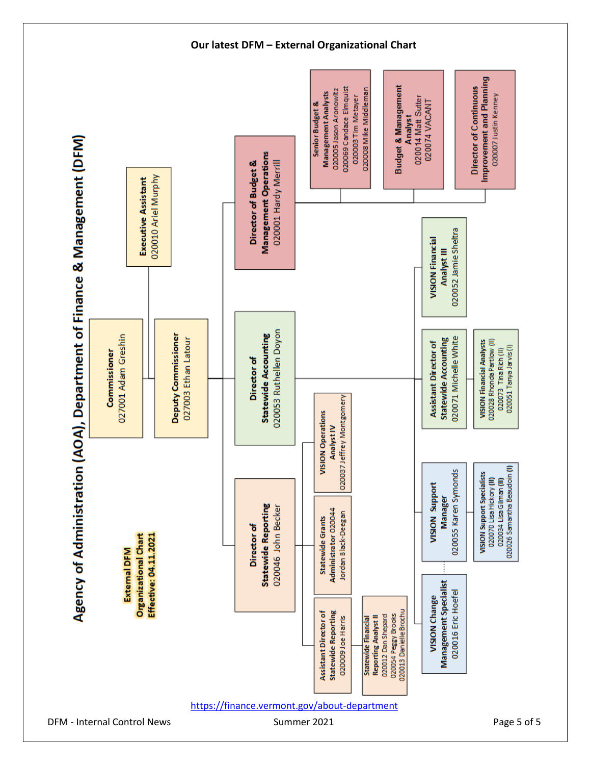## Our latest DFM – External Organizational Chart

# Agency of Administration (AOA), Department of Finance & Management (DFM)

**External DFM Organizational Chart Effective: 04.11.2021**

**Commissioner**
027001 Adam Greshin

**Executive Assistant**
020010 Ariel Murphy

**Deputy Commissioner**
027003 Ethan Latour

**Director of Budget & Management Operations**
020001 Hardy Merrill

- **Senior Budget & Management Analysts**
  020005 Jason Aronowitz
  020069 Candace Elmquist
  020003 Tim Metayer
  020008 Mike Middleman
- **Budget & Management Analyst**
  020014 Matt Sutter
  020074 VACANT
- **Director of Continuous Improvement and Planning**
  020007 Justin Kenney

**Director of Statewide Accounting**
020053 Ruthellen Doyon

- **VISION Financial Analyst III**
  020052 Jamie Sheltra
- **Assistant Director of Statewide Accounting**
  020071 Michelle White
  - **VISION Financial Analysts**
    020028 Rhonda Partlow (II)
    020073 Tina Rich (II)
    020051 Tanya Jarvis (I)
- **VISION Support Manager**
  020055 Karen Symonds
  - **VISION Support Specialists**
    020070 Lisa Hickory (II)
    020034 Lisa Gilman (II)
    020026 Samantha Beaudoin (I)
- **VISION Change Management Specialist**
  020016 Eric Hoefel

**Director of Statewide Reporting**
020046 John Becker

- **VISION Operations Analyst IV**
  020037 Jeffrey Montgomery
- **Statewide Grants Administrator** 020044
  Jordan Black-Deegan
- **Assistant Director of Statewide Reporting**
  020009 Joe Harris
  - **Statewide Financial Reporting Analyst II**
    020012 Dan Shepard
    020054 Peggy Brooks
    020013 Danielle Brochu

https://finance.vermont.gov/about-department